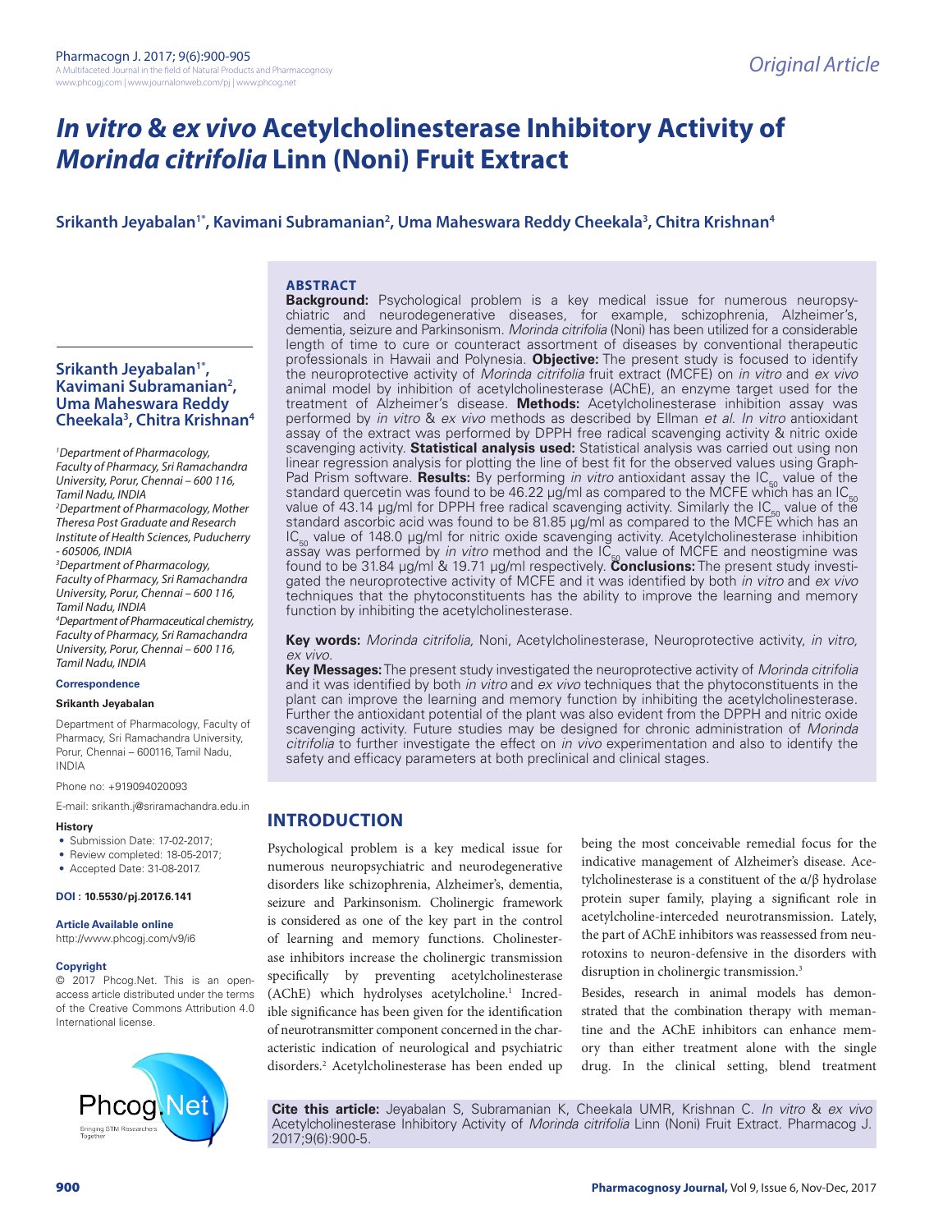# *In vitro* & *ex vivo* Acetylcholinesterase Inhibitory Activity of *Morinda citrifolia* Linn (Noni) Fruit Extract

**Srikanth Jeyabalan[1*], Kavimani Subramanian[2], Uma Maheswara Reddy Cheekala[3], Chitra Krishnan[4]**

## ABSTRACT

**Background:** Psychological problem is a key medical issue for numerous neuropsychiatric and neurodegenerative diseases, for example, schizophrenia, Alzheimer's, dementia, seizure and Parkinsonism. *Morinda citrifolia* (Noni) has been utilized for a considerable length of time to cure or counteract assortment of diseases by conventional therapeutic professionals in Hawaii and Polynesia. **Objective:** The present study is focused to identify the neuroprotective activity of *Morinda citrifolia* fruit extract (MCFE) on *in vitro* and *ex vivo* animal model by inhibition of acetylcholinesterase (AChE), an enzyme target used for the treatment of Alzheimer's disease. **Methods:** Acetylcholinesterase inhibition assay was performed by *in vitro* & *ex vivo* methods as described by Ellman *et al*. *In vitro* antioxidant assay of the extract was performed by DPPH free radical scavenging activity & nitric oxide scavenging activity. **Statistical analysis used:** Statistical analysis was carried out using non linear regression analysis for plotting the line of best fit for the observed values using Graph-Pad Prism software. **Results:** By performing *in vitro* antioxidant assay the $IC_{50}$ value of the standard quercetin was found to be 46.22 µg/ml as compared to the MCFE which has an $IC_{50}$ value of 43.14 µg/ml for DPPH free radical scavenging activity. Similarly the $IC_{50}$ value of the standard ascorbic acid was found to be 81.85 µg/ml as compared to the MCFE which has an $IC_{50}$ value of 148.0 µg/ml for nitric oxide scavenging activity. Acetylcholinesterase inhibition assay was performed by *in vitro* method and the $IC_{50}$ value of MCFE and neostigmine was found to be 31.84 µg/ml & 19.71 µg/ml respectively. **Conclusions:** The present study investigated the neuroprotective activity of MCFE and it was identified by both *in vitro* and *ex vivo* techniques that the phytoconstituents has the ability to improve the learning and memory function by inhibiting the acetylcholinesterase.

**Key words:** *Morinda citrifolia*, Noni, Acetylcholinesterase, Neuroprotective activity, *in vitro*, *ex vivo*.

**Key Messages:** The present study investigated the neuroprotective activity of *Morinda citrifolia* and it was identified by both *in vitro* and *ex vivo* techniques that the phytoconstituents in the plant can improve the learning and memory function by inhibiting the acetylcholinesterase. Further the antioxidant potential of the plant was also evident from the DPPH and nitric oxide scavenging activity. Future studies may be designed for chronic administration of *Morinda citrifolia* to further investigate the effect on *in vivo* experimentation and also to identify the safety and efficacy parameters at both preclinical and clinical stages.

**Srikanth Jeyabalan[1*], Kavimani Subramanian[2], Uma Maheswara Reddy Cheekala[3], Chitra Krishnan[4]**

[1]*Department of Pharmacology, Faculty of Pharmacy, Sri Ramachandra University, Porur, Chennai – 600 116, Tamil Nadu, INDIA*

[2]*Department of Pharmacology, Mother Theresa Post Graduate and Research Institute of Health Sciences, Puducherry - 605006, INDIA*

[3]*Department of Pharmacology, Faculty of Pharmacy, Sri Ramachandra University, Porur, Chennai – 600 116, Tamil Nadu, INDIA*

[4]*Department of Pharmaceutical chemistry, Faculty of Pharmacy, Sri Ramachandra University, Porur, Chennai – 600 116, Tamil Nadu, INDIA*

**Correspondence**

**Srikanth Jeyabalan**

Department of Pharmacology, Faculty of Pharmacy, Sri Ramachandra University, Porur, Chennai – 600116, Tamil Nadu, INDIA

Phone no: +919094020093

E-mail: srikanth.j@sriramachandra.edu.in

**History**

- Submission Date: 17-02-2017;
- Review completed: 18-05-2017;
- Accepted Date: 31-08-2017.

**DOI : 10.5530/pj.2017.6.141**

**Article Available online**

http://www.phcogj.com/v9/i6

**Copyright**

© 2017 Phcog.Net. This is an open-access article distributed under the terms of the Creative Commons Attribution 4.0 International license.

## INTRODUCTION

Psychological problem is a key medical issue for numerous neuropsychiatric and neurodegenerative disorders like schizophrenia, Alzheimer's, dementia, seizure and Parkinsonism. Cholinergic framework is considered as one of the key part in the control of learning and memory functions. Cholinesterase inhibitors increase the cholinergic transmission specifically by preventing acetylcholinesterase (AChE) which hydrolyses acetylcholine.[1] Incredible significance has been given for the identification of neurotransmitter component concerned in the characteristic indication of neurological and psychiatric disorders.[2] Acetylcholinesterase has been ended up being the most conceivable remedial focus for the indicative management of Alzheimer's disease. Acetylcholinesterase is a constituent of the α/β hydrolase protein super family, playing a significant role in acetylcholine-interceded neurotransmission. Lately, the part of AChE inhibitors was reassessed from neurotoxins to neuron-defensive in the disorders with disruption in cholinergic transmission.[3]

Besides, research in animal models has demonstrated that the combination therapy with memantine and the AChE inhibitors can enhance memory than either treatment alone with the single drug. In the clinical setting, blend treatment

**Cite this article:** Jeyabalan S, Subramanian K, Cheekala UMR, Krishnan C. *In vitro* & *ex vivo* Acetylcholinesterase Inhibitory Activity of *Morinda citrifolia* Linn (Noni) Fruit Extract. Pharmacog J. 2017;9(6):900-5.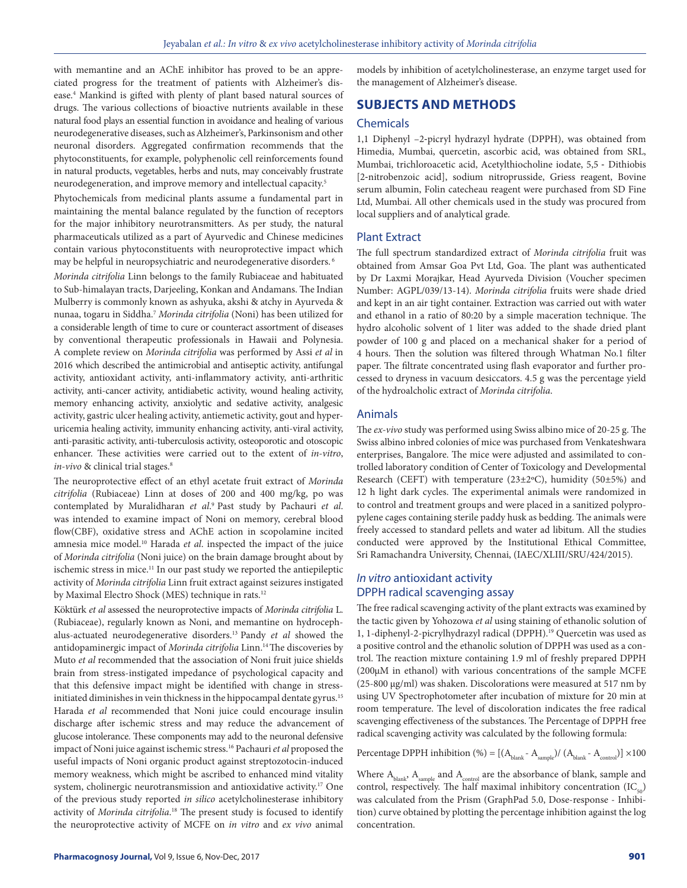with memantine and an AChE inhibitor has proved to be an appreciated progress for the treatment of patients with Alzheimer's disease.[4] Mankind is gifted with plenty of plant based natural sources of drugs. The various collections of bioactive nutrients available in these natural food plays an essential function in avoidance and healing of various neurodegenerative diseases, such as Alzheimer's, Parkinsonism and other neuronal disorders. Aggregated confirmation recommends that the phytoconstituents, for example, polyphenolic cell reinforcements found in natural products, vegetables, herbs and nuts, may conceivably frustrate neurodegeneration, and improve memory and intellectual capacity.[5]

Phytochemicals from medicinal plants assume a fundamental part in maintaining the mental balance regulated by the function of receptors for the major inhibitory neurotransmitters. As per study, the natural pharmaceuticals utilized as a part of Ayurvedic and Chinese medicines contain various phytoconstituents with neuroprotective impact which may be helpful in neuropsychiatric and neurodegenerative disorders.[6]

*Morinda citrifolia* Linn belongs to the family Rubiaceae and habituated to Sub-himalayan tracts, Darjeeling, Konkan and Andamans. The Indian Mulberry is commonly known as ashyuka, akshi & atchy in Ayurveda & nunaa, togaru in Siddha.[7] *Morinda citrifolia* (Noni) has been utilized for a considerable length of time to cure or counteract assortment of diseases by conventional therapeutic professionals in Hawaii and Polynesia. A complete review on *Morinda citrifolia* was performed by Assi *et al* in 2016 which described the antimicrobial and antiseptic activity, antifungal activity, antioxidant activity, anti-inflammatory activity, anti-arthritic activity, anti-cancer activity, antidiabetic activity, wound healing activity, memory enhancing activity, anxiolytic and sedative activity, analgesic activity, gastric ulcer healing activity, antiemetic activity, gout and hyperuricemia healing activity, immunity enhancing activity, anti-viral activity, anti-parasitic activity, anti-tuberculosis activity, osteoporotic and otoscopic enhancer. These activities were carried out to the extent of *in-vitro*, *in-vivo* & clinical trial stages.[8]

The neuroprotective effect of an ethyl acetate fruit extract of *Morinda citrifolia* (Rubiaceae) Linn at doses of 200 and 400 mg/kg, po was contemplated by Muralidharan *et al*.[9] Past study by Pachauri *et al*. was intended to examine impact of Noni on memory, cerebral blood flow(CBF), oxidative stress and AChE action in scopolamine incited amnesia mice model.[10] Harada *et al*. inspected the impact of the juice of *Morinda citrifolia* (Noni juice) on the brain damage brought about by ischemic stress in mice.[11] In our past study we reported the antiepileptic activity of *Morinda citrifolia* Linn fruit extract against seizures instigated by Maximal Electro Shock (MES) technique in rats.[12]

Köktürk *et al* assessed the neuroprotective impacts of *Morinda citrifolia* L. (Rubiaceae), regularly known as Noni, and memantine on hydrocephalus-actuated neurodegenerative disorders.[13] Pandy *et al* showed the antidopaminergic impact of *Morinda citrifolia* Linn.[14] The discoveries by Muto *et al* recommended that the association of Noni fruit juice shields brain from stress-instigated impedance of psychological capacity and that this defensive impact might be identified with change in stress-initiated diminishes in vein thickness in the hippocampal dentate gyrus.[15] Harada *et al* recommended that Noni juice could encourage insulin discharge after ischemic stress and may reduce the advancement of glucose intolerance. These components may add to the neuronal defensive impact of Noni juice against ischemic stress.[16] Pachauri *et al* proposed the useful impacts of Noni organic product against streptozotocin-induced memory weakness, which might be ascribed to enhanced mind vitality system, cholinergic neurotransmission and antioxidative activity.[17] One of the previous study reported *in silico* acetylcholinesterase inhibitory activity of *Morinda citrifolia*.[18] The present study is focused to identify the neuroprotective activity of MCFE on *in vitro* and *ex vivo* animal models by inhibition of acetylcholinesterase, an enzyme target used for the management of Alzheimer's disease.

## SUBJECTS AND METHODS

### Chemicals

1,1 Diphenyl –2-picryl hydrazyl hydrate (DPPH), was obtained from Himedia, Mumbai, quercetin, ascorbic acid, was obtained from SRL, Mumbai, trichloroacetic acid, Acetylthiocholine iodate, 5,5 - Dithiobis [2-nitrobenzoic acid], sodium nitroprusside, Griess reagent, Bovine serum albumin, Folin catecheau reagent were purchased from SD Fine Ltd, Mumbai. All other chemicals used in the study was procured from local suppliers and of analytical grade.

### Plant Extract

The full spectrum standardized extract of *Morinda citrifolia* fruit was obtained from Amsar Goa Pvt Ltd, Goa. The plant was authenticated by Dr Laxmi Morajkar, Head Ayurveda Division (Voucher specimen Number: AGPL/039/13-14). *Morinda citrifolia* fruits were shade dried and kept in an air tight container. Extraction was carried out with water and ethanol in a ratio of 80:20 by a simple maceration technique. The hydro alcoholic solvent of 1 liter was added to the shade dried plant powder of 100 g and placed on a mechanical shaker for a period of 4 hours. Then the solution was filtered through Whatman No.1 filter paper. The filtrate concentrated using flash evaporator and further processed to dryness in vacuum desiccators. 4.5 g was the percentage yield of the hydroalcholic extract of *Morinda citrifolia*.

### Animals

The *ex-vivo* study was performed using Swiss albino mice of 20-25 g. The Swiss albino inbred colonies of mice was purchased from Venkateshwara enterprises, Bangalore. The mice were adjusted and assimilated to controlled laboratory condition of Center of Toxicology and Developmental Research (CEFT) with temperature (23±2ºC), humidity (50±5%) and 12 h light dark cycles. The experimental animals were randomized in to control and treatment groups and were placed in a sanitized polypropylene cages containing sterile paddy husk as bedding. The animals were freely accessed to standard pellets and water ad libitum. All the studies conducted were approved by the Institutional Ethical Committee, Sri Ramachandra University, Chennai, (IAEC/XLIII/SRU/424/2015).

### *In vitro* antioxidant activity

### DPPH radical scavenging assay

The free radical scavenging activity of the plant extracts was examined by the tactic given by Yohozowa *et al* using staining of ethanolic solution of 1, 1-diphenyl-2-picrylhydrazyl radical (DPPH).[19] Quercetin was used as a positive control and the ethanolic solution of DPPH was used as a control. The reaction mixture containing 1.9 ml of freshly prepared DPPH (200μM in ethanol) with various concentrations of the sample MCFE (25-800 μg/ml) was shaken. Discolorations were measured at 517 nm by using UV Spectrophotometer after incubation of mixture for 20 min at room temperature. The level of discoloration indicates the free radical scavenging effectiveness of the substances. The Percentage of DPPH free radical scavenging activity was calculated by the following formula:

$$\text{Percentage DPPH inhibition (\%)} = [(A_{blank} - A_{sample}) / (A_{blank} - A_{control})] \times 100$$

Where $A_{blank}$, $A_{sample}$ and $A_{control}$ are the absorbance of blank, sample and control, respectively. The half maximal inhibitory concentration ($IC_{50}$) was calculated from the Prism (GraphPad 5.0, Dose-response - Inhibition) curve obtained by plotting the percentage inhibition against the log concentration.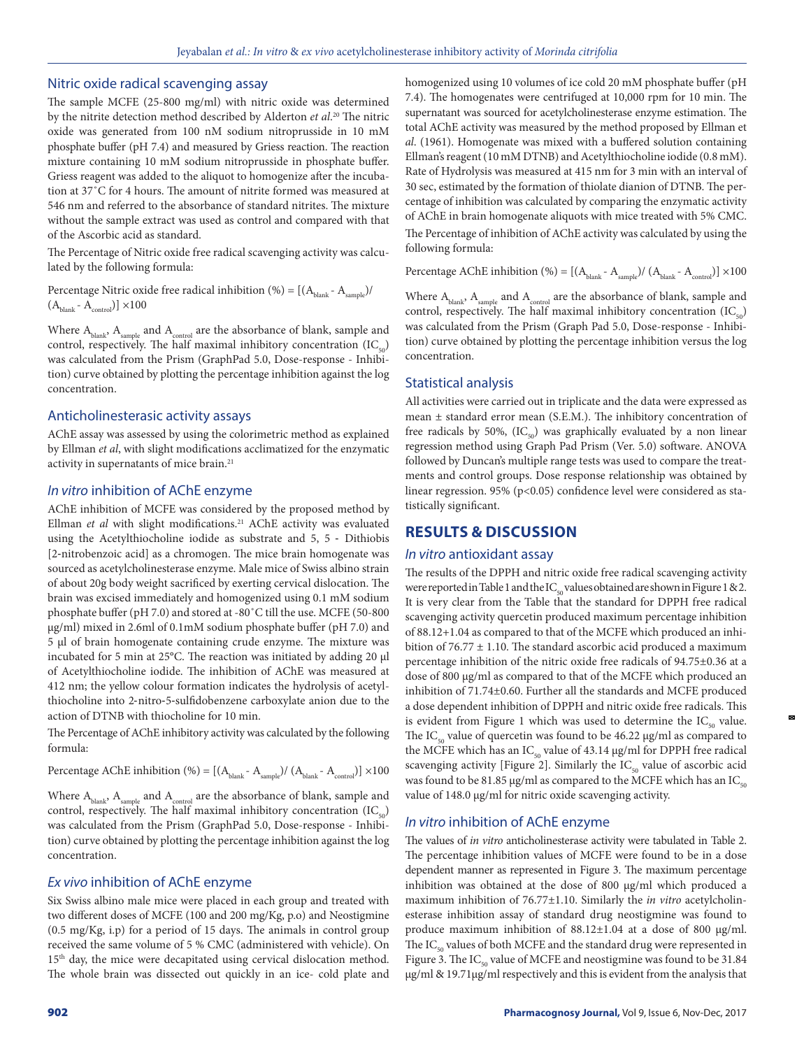## Nitric oxide radical scavenging assay

The sample MCFE (25-800 mg/ml) with nitric oxide was determined by the nitrite detection method described by Alderton *et al*.[20] The nitric oxide was generated from 100 nM sodium nitroprusside in 10 mM phosphate buffer (pH 7.4) and measured by Griess reaction. The reaction mixture containing 10 mM sodium nitroprusside in phosphate buffer. Griess reagent was added to the aliquot to homogenize after the incubation at 37˚C for 4 hours. The amount of nitrite formed was measured at 546 nm and referred to the absorbance of standard nitrites. The mixture without the sample extract was used as control and compared with that of the Ascorbic acid as standard.

The Percentage of Nitric oxide free radical scavenging activity was calculated by the following formula:

Percentage Nitric oxide free radical inhibition (%) = $[(A_{blank} - A_{sample})/(A_{blank} - A_{control})] \times 100$

Where $A_{blank}$, $A_{sample}$ and $A_{control}$ are the absorbance of blank, sample and control, respectively. The half maximal inhibitory concentration ($IC_{50}$) was calculated from the Prism (GraphPad 5.0, Dose-response - Inhibition) curve obtained by plotting the percentage inhibition against the log concentration.

## Anticholinesterasic activity assays

AChE assay was assessed by using the colorimetric method as explained by Ellman *et al*, with slight modifications acclimatized for the enzymatic activity in supernatants of mice brain.[21]

## *In vitro* inhibition of AChE enzyme

AChE inhibition of MCFE was considered by the proposed method by Ellman *et al* with slight modifications.[21] AChE activity was evaluated using the Acetylthiocholine iodide as substrate and 5, 5 - Dithiobis [2-nitrobenzoic acid] as a chromogen. The mice brain homogenate was sourced as acetylcholinesterase enzyme. Male mice of Swiss albino strain of about 20g body weight sacrificed by exerting cervical dislocation. The brain was excised immediately and homogenized using 0.1 mM sodium phosphate buffer (pH 7.0) and stored at -80˚C till the use. MCFE (50-800 µg/ml) mixed in 2.6ml of 0.1mM sodium phosphate buffer (pH 7.0) and 5 µl of brain homogenate containing crude enzyme. The mixture was incubated for 5 min at 25°C. The reaction was initiated by adding 20 µl of Acetylthiocholine iodide. The inhibition of AChE was measured at 412 nm; the yellow colour formation indicates the hydrolysis of acetylthiocholine into 2-nitro-5-sulfidobenzene carboxylate anion due to the action of DTNB with thiocholine for 10 min.

The Percentage of AChE inhibitory activity was calculated by the following formula:

Percentage AChE inhibition (%) = $[(A_{blank} - A_{sample})/(A_{blank} - A_{control})] \times 100$

Where $A_{blank}$, $A_{sample}$ and $A_{control}$ are the absorbance of blank, sample and control, respectively. The half maximal inhibitory concentration ($IC_{50}$) was calculated from the Prism (GraphPad 5.0, Dose-response - Inhibition) curve obtained by plotting the percentage inhibition against the log concentration.

## *Ex vivo* inhibition of AChE enzyme

Six Swiss albino male mice were placed in each group and treated with two different doses of MCFE (100 and 200 mg/Kg, p.o) and Neostigmine (0.5 mg/Kg, i.p) for a period of 15 days. The animals in control group received the same volume of 5 % CMC (administered with vehicle). On 15th day, the mice were decapitated using cervical dislocation method. The whole brain was dissected out quickly in an ice- cold plate and homogenized using 10 volumes of ice cold 20 mM phosphate buffer (pH 7.4). The homogenates were centrifuged at 10,000 rpm for 10 min. The supernatant was sourced for acetylcholinesterase enzyme estimation. The total AChE activity was measured by the method proposed by Ellman et *al*. (1961). Homogenate was mixed with a buffered solution containing Ellman's reagent (10 mM DTNB) and Acetylthiocholine iodide (0.8 mM). Rate of Hydrolysis was measured at 415 nm for 3 min with an interval of 30 sec, estimated by the formation of thiolate dianion of DTNB. The percentage of inhibition was calculated by comparing the enzymatic activity of AChE in brain homogenate aliquots with mice treated with 5% CMC.

The Percentage of inhibition of AChE activity was calculated by using the following formula:

Percentage AChE inhibition (%) = $[(A_{blank} - A_{sample})/(A_{blank} - A_{control})] \times 100$

Where $A_{blank}$, $A_{sample}$ and $A_{control}$ are the absorbance of blank, sample and control, respectively. The half maximal inhibitory concentration ($IC_{50}$) was calculated from the Prism (Graph Pad 5.0, Dose-response - Inhibition) curve obtained by plotting the percentage inhibition versus the log concentration.

## Statistical analysis

All activities were carried out in triplicate and the data were expressed as mean ± standard error mean (S.E.M.). The inhibitory concentration of free radicals by 50%, ($IC_{50}$) was graphically evaluated by a non linear regression method using Graph Pad Prism (Ver. 5.0) software. ANOVA followed by Duncan's multiple range tests was used to compare the treatments and control groups. Dose response relationship was obtained by linear regression. 95% ($p<0.05$) confidence level were considered as statistically significant.

# RESULTS & DISCUSSION

## *In vitro* antioxidant assay

The results of the DPPH and nitric oxide free radical scavenging activity were reported in Table 1 and the $IC_{50}$ values obtained are shown in Figure 1 & 2. It is very clear from the Table that the standard for DPPH free radical scavenging activity quercetin produced maximum percentage inhibition of 88.12+1.04 as compared to that of the MCFE which produced an inhibition of 76.77 ± 1.10. The standard ascorbic acid produced a maximum percentage inhibition of the nitric oxide free radicals of 94.75±0.36 at a dose of 800 µg/ml as compared to that of the MCFE which produced an inhibition of 71.74±0.60. Further all the standards and MCFE produced a dose dependent inhibition of DPPH and nitric oxide free radicals. This is evident from Figure 1 which was used to determine the $IC_{50}$ value. The $IC_{50}$ value of quercetin was found to be 46.22 µg/ml as compared to the MCFE which has an $IC_{50}$ value of 43.14 µg/ml for DPPH free radical scavenging activity [Figure 2]. Similarly the $IC_{50}$ value of ascorbic acid was found to be 81.85 µg/ml as compared to the MCFE which has an $IC_{50}$ value of 148.0 µg/ml for nitric oxide scavenging activity.

## *In vitro* inhibition of AChE enzyme

The values of *in vitro* anticholinesterase activity were tabulated in Table 2. The percentage inhibition values of MCFE were found to be in a dose dependent manner as represented in Figure 3. The maximum percentage inhibition was obtained at the dose of 800 µg/ml which produced a maximum inhibition of 76.77±1.10. Similarly the *in vitro* acetylcholinesterase inhibition assay of standard drug neostigmine was found to produce maximum inhibition of 88.12±1.04 at a dose of 800 µg/ml. The $IC_{50}$ values of both MCFE and the standard drug were represented in Figure 3. The $IC_{50}$ value of MCFE and neostigmine was found to be 31.84 µg/ml & 19.71µg/ml respectively and this is evident from the analysis that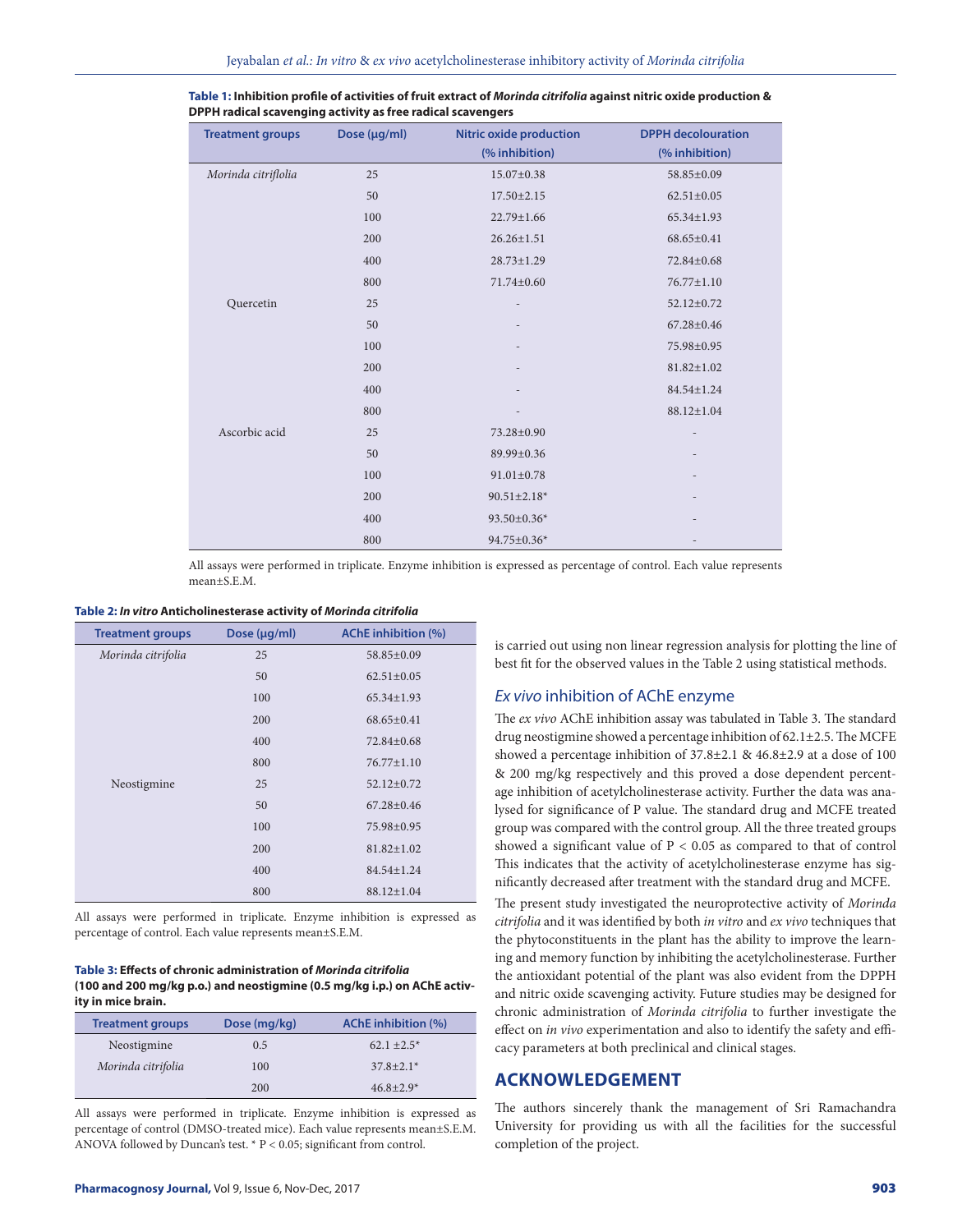**Table 1: Inhibition profile of activities of fruit extract of *Morinda citrifolia* against nitric oxide production & DPPH radical scavenging activity as free radical scavengers**

| Treatment groups | Dose (µg/ml) | Nitric oxide production (% inhibition) | DPPH decolouration (% inhibition) |
|---|---|---|---|
| *Morinda citriflolia* | 25 | 15.07±0.38 | 58.85±0.09 |
| | 50 | 17.50±2.15 | 62.51±0.05 |
| | 100 | 22.79±1.66 | 65.34±1.93 |
| | 200 | 26.26±1.51 | 68.65±0.41 |
| | 400 | 28.73±1.29 | 72.84±0.68 |
| | 800 | 71.74±0.60 | 76.77±1.10 |
| Quercetin | 25 | - | 52.12±0.72 |
| | 50 | - | 67.28±0.46 |
| | 100 | - | 75.98±0.95 |
| | 200 | - | 81.82±1.02 |
| | 400 | - | 84.54±1.24 |
| | 800 | - | 88.12±1.04 |
| Ascorbic acid | 25 | 73.28±0.90 | - |
| | 50 | 89.99±0.36 | - |
| | 100 | 91.01±0.78 | - |
| | 200 | 90.51±2.18* | - |
| | 400 | 93.50±0.36* | - |
| | 800 | 94.75±0.36* | - |

All assays were performed in triplicate. Enzyme inhibition is expressed as percentage of control. Each value represents mean±S.E.M.

**Table 2: *In vitro* Anticholinesterase activity of *Morinda citrifolia***

| Treatment groups | Dose (µg/ml) | AChE inhibition (%) |
|---|---|---|
| *Morinda citrifolia* | 25 | 58.85±0.09 |
| | 50 | 62.51±0.05 |
| | 100 | 65.34±1.93 |
| | 200 | 68.65±0.41 |
| | 400 | 72.84±0.68 |
| | 800 | 76.77±1.10 |
| Neostigmine | 25 | 52.12±0.72 |
| | 50 | 67.28±0.46 |
| | 100 | 75.98±0.95 |
| | 200 | 81.82±1.02 |
| | 400 | 84.54±1.24 |
| | 800 | 88.12±1.04 |

All assays were performed in triplicate. Enzyme inhibition is expressed as percentage of control. Each value represents mean±S.E.M.

**Table 3: Effects of chronic administration of *Morinda citrifolia* (100 and 200 mg/kg p.o.) and neostigmine (0.5 mg/kg i.p.) on AChE activity in mice brain.**

| Treatment groups | Dose (mg/kg) | AChE inhibition (%) |
|---|---|---|
| Neostigmine | 0.5 | 62.1 ±2.5* |
| *Morinda citrifolia* | 100 | 37.8±2.1* |
| | 200 | 46.8±2.9* |

All assays were performed in triplicate. Enzyme inhibition is expressed as percentage of control (DMSO-treated mice). Each value represents mean±S.E.M. ANOVA followed by Duncan's test. * $P < 0.05$; significant from control.

is carried out using non linear regression analysis for plotting the line of best fit for the observed values in the Table 2 using statistical methods.

## *Ex vivo* inhibition of AChE enzyme

The *ex vivo* AChE inhibition assay was tabulated in Table 3. The standard drug neostigmine showed a percentage inhibition of 62.1±2.5. The MCFE showed a percentage inhibition of 37.8±2.1 & 46.8±2.9 at a dose of 100 & 200 mg/kg respectively and this proved a dose dependent percentage inhibition of acetylcholinesterase activity. Further the data was analysed for significance of P value. The standard drug and MCFE treated group was compared with the control group. All the three treated groups showed a significant value of $P < 0.05$ as compared to that of control This indicates that the activity of acetylcholinesterase enzyme has significantly decreased after treatment with the standard drug and MCFE.

The present study investigated the neuroprotective activity of *Morinda citrifolia* and it was identified by both *in vitro* and *ex vivo* techniques that the phytoconstituents in the plant has the ability to improve the learning and memory function by inhibiting the acetylcholinesterase. Further the antioxidant potential of the plant was also evident from the DPPH and nitric oxide scavenging activity. Future studies may be designed for chronic administration of *Morinda citrifolia* to further investigate the effect on *in vivo* experimentation and also to identify the safety and efficacy parameters at both preclinical and clinical stages.

## ACKNOWLEDGEMENT

The authors sincerely thank the management of Sri Ramachandra University for providing us with all the facilities for the successful completion of the project.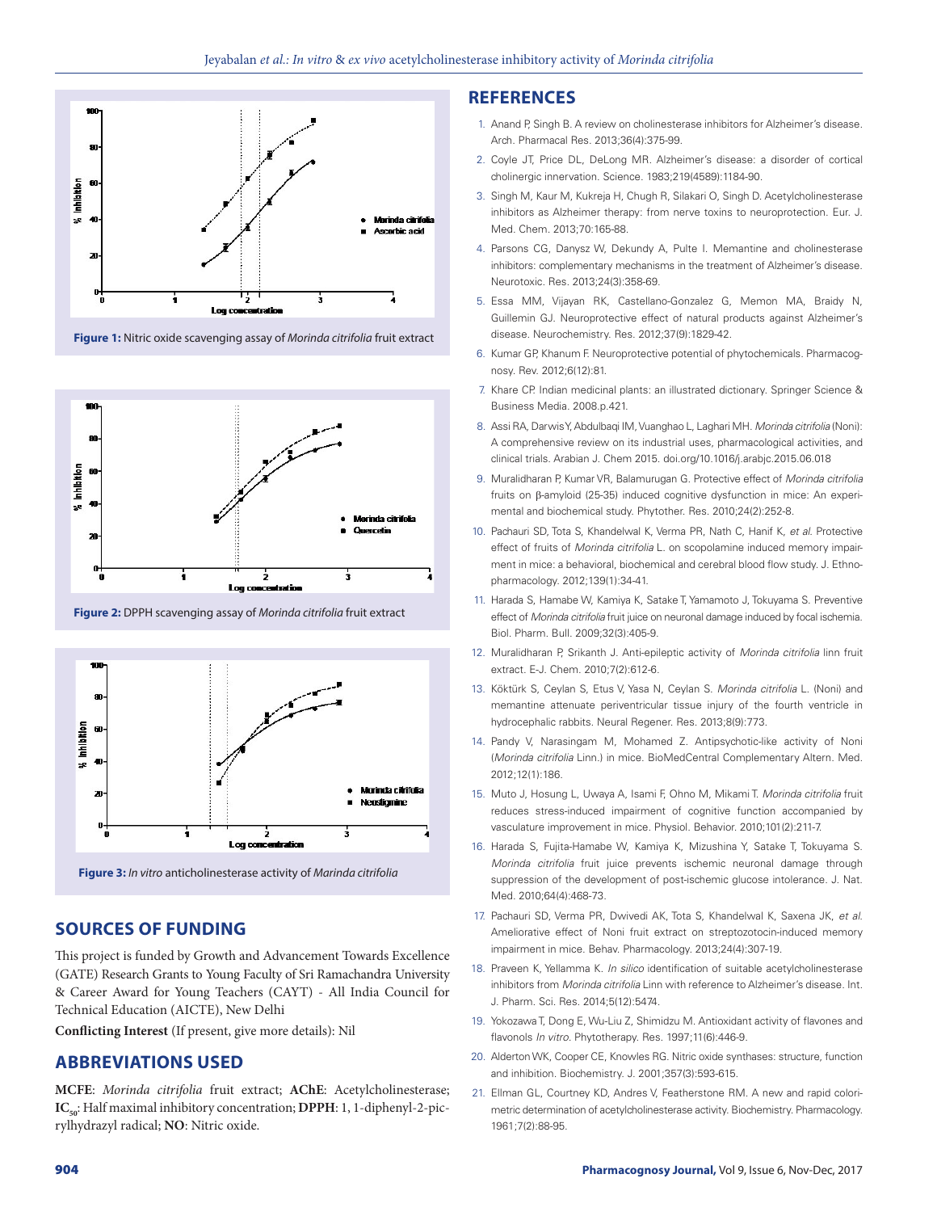Figure 1: Nitric oxide scavenging assay of *Morinda citrifolia* fruit extract

Figure 2: DPPH scavenging assay of *Morinda citrifolia* fruit extract

Figure 3: *In vitro* anticholinesterase activity of *Marinda citrifolia*

## SOURCES OF FUNDING

This project is funded by Growth and Advancement Towards Excellence (GATE) Research Grants to Young Faculty of Sri Ramachandra University & Career Award for Young Teachers (CAYT) - All India Council for Technical Education (AICTE), New Delhi

**Conflicting Interest** (If present, give more details): Nil

## ABBREVIATIONS USED

**MCFE**: *Morinda citrifolia* fruit extract; **AChE**: Acetylcholinesterase; **$IC_{50}$**: Half maximal inhibitory concentration; **DPPH**: 1, 1-diphenyl-2-picrylhydrazyl radical; **NO**: Nitric oxide.

## REFERENCES

1. Anand P, Singh B. A review on cholinesterase inhibitors for Alzheimer's disease. Arch. Pharmacal Res. 2013;36(4):375-99.
2. Coyle JT, Price DL, DeLong MR. Alzheimer's disease: a disorder of cortical cholinergic innervation. Science. 1983;219(4589):1184-90.
3. Singh M, Kaur M, Kukreja H, Chugh R, Silakari O, Singh D. Acetylcholinesterase inhibitors as Alzheimer therapy: from nerve toxins to neuroprotection. Eur. J. Med. Chem. 2013;70:165-88.
4. Parsons CG, Danysz W, Dekundy A, Pulte I. Memantine and cholinesterase inhibitors: complementary mechanisms in the treatment of Alzheimer's disease. Neurotoxic. Res. 2013;24(3):358-69.
5. Essa MM, Vijayan RK, Castellano-Gonzalez G, Memon MA, Braidy N, Guillemin GJ. Neuroprotective effect of natural products against Alzheimer's disease. Neurochemistry. Res. 2012;37(9):1829-42.
6. Kumar GP, Khanum F. Neuroprotective potential of phytochemicals. Pharmacognosy. Rev. 2012;6(12):81.
7. Khare CP. Indian medicinal plants: an illustrated dictionary. Springer Science & Business Media. 2008.p.421.
8. Assi RA, Darwis Y, Abdulbaqi IM, Vuanghao L, Laghari MH. *Morinda citrifolia* (Noni): A comprehensive review on its industrial uses, pharmacological activities, and clinical trials. Arabian J. Chem 2015. doi.org/10.1016/j.arabjc.2015.06.018
9. Muralidharan P, Kumar VR, Balamurugan G. Protective effect of *Morinda citrifolia* fruits on β-amyloid (25-35) induced cognitive dysfunction in mice: An experimental and biochemical study. Phytother. Res. 2010;24(2):252-8.
10. Pachauri SD, Tota S, Khandelwal K, Verma PR, Nath C, Hanif K, *et al.* Protective effect of fruits of *Morinda citrifolia* L. on scopolamine induced memory impairment in mice: a behavioral, biochemical and cerebral blood flow study. J. Ethnopharmacology. 2012;139(1):34-41.
11. Harada S, Hamabe W, Kamiya K, Satake T, Yamamoto J, Tokuyama S. Preventive effect of *Morinda citrifolia* fruit juice on neuronal damage induced by focal ischemia. Biol. Pharm. Bull. 2009;32(3):405-9.
12. Muralidharan P, Srikanth J. Anti-epileptic activity of *Morinda citrifolia* linn fruit extract. E-J. Chem. 2010;7(2):612-6.
13. Köktürk S, Ceylan S, Etus V, Yasa N, Ceylan S. *Morinda citrifolia* L. (Noni) and memantine attenuate periventricular tissue injury of the fourth ventricle in hydrocephalic rabbits. Neural Regener. Res. 2013;8(9):773.
14. Pandy V, Narasingam M, Mohamed Z. Antipsychotic-like activity of Noni (*Morinda citrifolia* Linn.) in mice. BioMedCentral Complementary Altern. Med. 2012;12(1):186.
15. Muto J, Hosung L, Uwaya A, Isami F, Ohno M, Mikami T. *Morinda citrifolia* fruit reduces stress-induced impairment of cognitive function accompanied by vasculature improvement in mice. Physiol. Behavior. 2010;101(2):211-7.
16. Harada S, Fujita-Hamabe W, Kamiya K, Mizushina Y, Satake T, Tokuyama S. *Morinda citrifolia* fruit juice prevents ischemic neuronal damage through suppression of the development of post-ischemic glucose intolerance. J. Nat. Med. 2010;64(4):468-73.
17. Pachauri SD, Verma PR, Dwivedi AK, Tota S, Khandelwal K, Saxena JK, *et al.* Ameliorative effect of Noni fruit extract on streptozotocin-induced memory impairment in mice. Behav. Pharmacology. 2013;24(4):307-19.
18. Praveen K, Yellamma K. *In silico* identification of suitable acetylcholinesterase inhibitors from *Morinda citrifolia* Linn with reference to Alzheimer's disease. Int. J. Pharm. Sci. Res. 2014;5(12):5474.
19. Yokozawa T, Dong E, Wu-Liu Z, Shimidzu M. Antioxidant activity of flavones and flavonols *In vitro*. Phytotherapy. Res. 1997;11(6):446-9.
20. Alderton WK, Cooper CE, Knowles RG. Nitric oxide synthases: structure, function and inhibition. Biochemistry. J. 2001;357(3):593-615.
21. Ellman GL, Courtney KD, Andres V, Featherstone RM. A new and rapid colorimetric determination of acetylcholinesterase activity. Biochemistry. Pharmacology. 1961;7(2):88-95.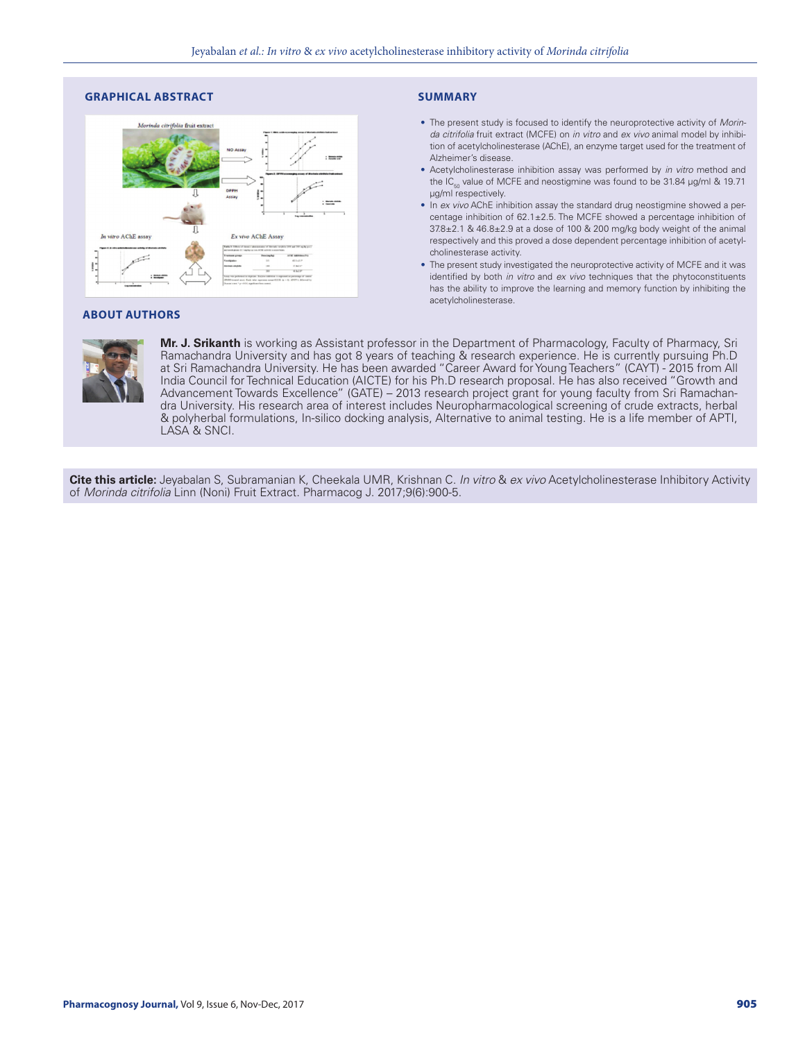## GRAPHICAL ABSTRACT

## SUMMARY

- The present study is focused to identify the neuroprotective activity of *Morinda citrifolia* fruit extract (MCFE) on *in vitro* and *ex vivo* animal model by inhibition of acetylcholinesterase (AChE), an enzyme target used for the treatment of Alzheimer's disease.
- Acetylcholinesterase inhibition assay was performed by *in vitro* method and the $IC_{50}$ value of MCFE and neostigmine was found to be 31.84 µg/ml & 19.71 µg/ml respectively.
- In *ex vivo* AChE inhibition assay the standard drug neostigmine showed a percentage inhibition of 62.1±2.5. The MCFE showed a percentage inhibition of 37.8±2.1 & 46.8±2.9 at a dose of 100 & 200 mg/kg body weight of the animal respectively and this proved a dose dependent percentage inhibition of acetylcholinesterase activity.
- The present study investigated the neuroprotective activity of MCFE and it was identified by both *in vitro* and *ex vivo* techniques that the phytoconstituents has the ability to improve the learning and memory function by inhibiting the acetylcholinesterase.

## ABOUT AUTHORS

**Mr. J. Srikanth** is working as Assistant professor in the Department of Pharmacology, Faculty of Pharmacy, Sri Ramachandra University and has got 8 years of teaching & research experience. He is currently pursuing Ph.D at Sri Ramachandra University. He has been awarded "Career Award for Young Teachers" (CAYT) - 2015 from All India Council for Technical Education (AICTE) for his Ph.D research proposal. He has also received "Growth and Advancement Towards Excellence" (GATE) – 2013 research project grant for young faculty from Sri Ramachandra University. His research area of interest includes Neuropharmacological screening of crude extracts, herbal & polyherbal formulations, In-silico docking analysis, Alternative to animal testing. He is a life member of APTI, LASA & SNCI.

**Cite this article:** Jeyabalan S, Subramanian K, Cheekala UMR, Krishnan C. *In vitro* & *ex vivo* Acetylcholinesterase Inhibitory Activity of *Morinda citrifolia* Linn (Noni) Fruit Extract. Pharmacog J. 2017;9(6):900-5.